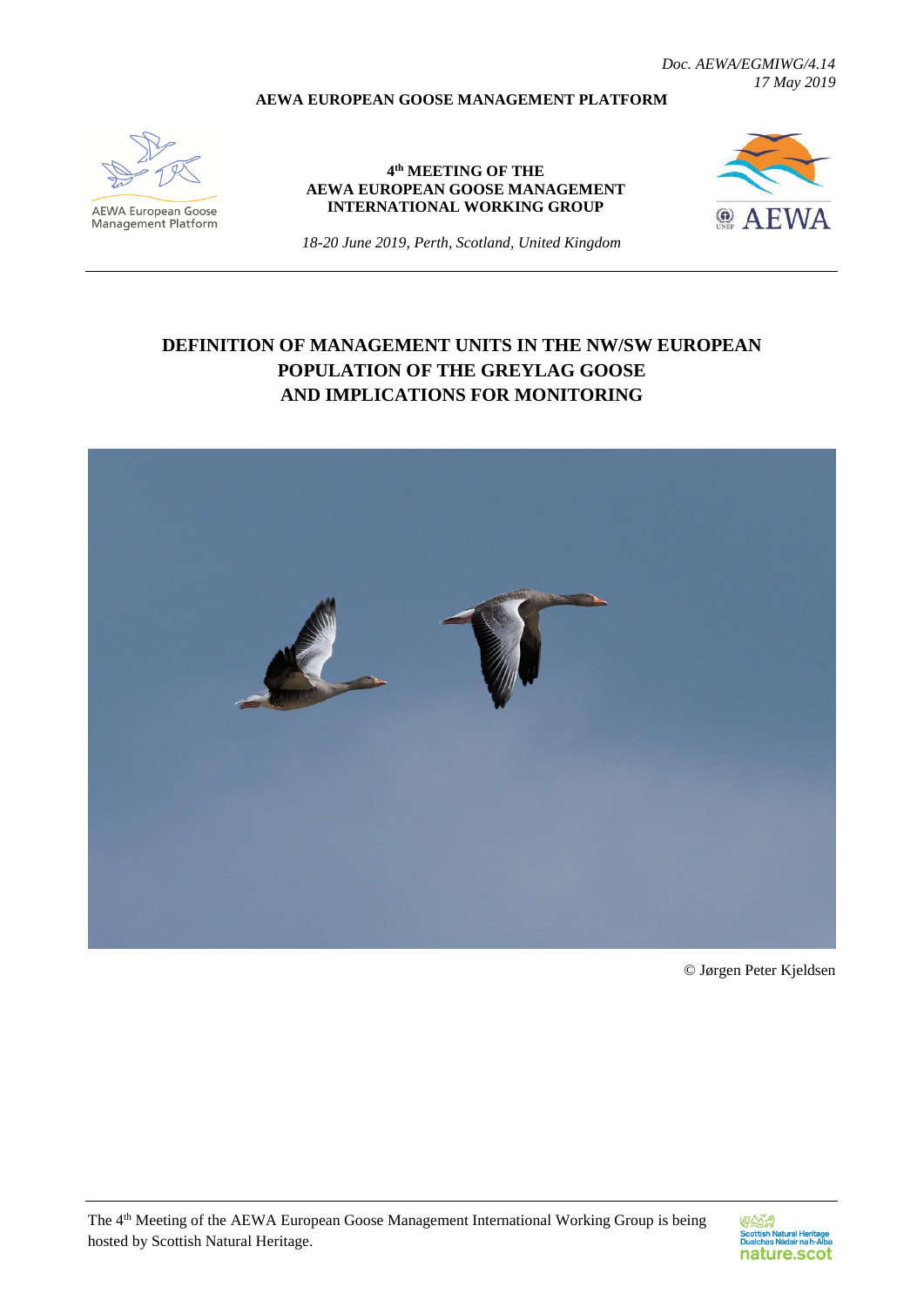*Doc. AEWA/EGMIWG/4.14*
*17 May 2019*

**AEWA EUROPEAN GOOSE MANAGEMENT PLATFORM**

AEWA European Goose Management Platform

**4th MEETING OF THE AEWA EUROPEAN GOOSE MANAGEMENT INTERNATIONAL WORKING GROUP**

*18-20 June 2019, Perth, Scotland, United Kingdom*

AEWA

# DEFINITION OF MANAGEMENT UNITS IN THE NW/SW EUROPEAN POPULATION OF THE GREYLAG GOOSE AND IMPLICATIONS FOR MONITORING

© Jørgen Peter Kjeldsen

The 4th Meeting of the AEWA European Goose Management International Working Group is being hosted by Scottish Natural Heritage.

Scottish Natural Heritage
Dualchas Nàdair na h-Alba
nature.scot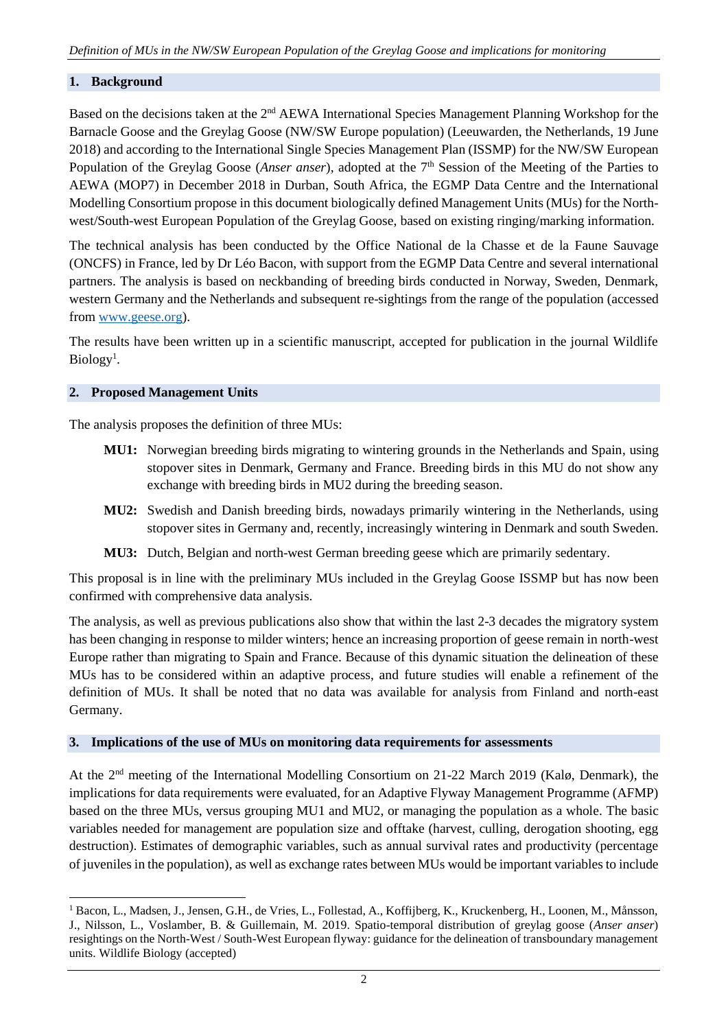## 1. Background

Based on the decisions taken at the 2nd AEWA International Species Management Planning Workshop for the Barnacle Goose and the Greylag Goose (NW/SW Europe population) (Leeuwarden, the Netherlands, 19 June 2018) and according to the International Single Species Management Plan (ISSMP) for the NW/SW European Population of the Greylag Goose (*Anser anser*), adopted at the 7th Session of the Meeting of the Parties to AEWA (MOP7) in December 2018 in Durban, South Africa, the EGMP Data Centre and the International Modelling Consortium propose in this document biologically defined Management Units (MUs) for the North-west/South-west European Population of the Greylag Goose, based on existing ringing/marking information.

The technical analysis has been conducted by the Office National de la Chasse et de la Faune Sauvage (ONCFS) in France, led by Dr Léo Bacon, with support from the EGMP Data Centre and several international partners. The analysis is based on neckbanding of breeding birds conducted in Norway, Sweden, Denmark, western Germany and the Netherlands and subsequent re-sightings from the range of the population (accessed from www.geese.org).

The results have been written up in a scientific manuscript, accepted for publication in the journal Wildlife Biology[1].

## 2. Proposed Management Units

The analysis proposes the definition of three MUs:

- **MU1:** Norwegian breeding birds migrating to wintering grounds in the Netherlands and Spain, using stopover sites in Denmark, Germany and France. Breeding birds in this MU do not show any exchange with breeding birds in MU2 during the breeding season.
- **MU2:** Swedish and Danish breeding birds, nowadays primarily wintering in the Netherlands, using stopover sites in Germany and, recently, increasingly wintering in Denmark and south Sweden.
- **MU3:** Dutch, Belgian and north-west German breeding geese which are primarily sedentary.

This proposal is in line with the preliminary MUs included in the Greylag Goose ISSMP but has now been confirmed with comprehensive data analysis.

The analysis, as well as previous publications also show that within the last 2-3 decades the migratory system has been changing in response to milder winters; hence an increasing proportion of geese remain in north-west Europe rather than migrating to Spain and France. Because of this dynamic situation the delineation of these MUs has to be considered within an adaptive process, and future studies will enable a refinement of the definition of MUs. It shall be noted that no data was available for analysis from Finland and north-east Germany.

## 3. Implications of the use of MUs on monitoring data requirements for assessments

At the 2nd meeting of the International Modelling Consortium on 21-22 March 2019 (Kalø, Denmark), the implications for data requirements were evaluated, for an Adaptive Flyway Management Programme (AFMP) based on the three MUs, versus grouping MU1 and MU2, or managing the population as a whole. The basic variables needed for management are population size and offtake (harvest, culling, derogation shooting, egg destruction). Estimates of demographic variables, such as annual survival rates and productivity (percentage of juveniles in the population), as well as exchange rates between MUs would be important variables to include

---

[1] Bacon, L., Madsen, J., Jensen, G.H., de Vries, L., Follestad, A., Koffijberg, K., Kruckenberg, H., Loonen, M., Månsson, J., Nilsson, L., Voslamber, B. & Guillemain, M. 2019. Spatio-temporal distribution of greylag goose (*Anser anser*) resightings on the North-West / South-West European flyway: guidance for the delineation of transboundary management units. Wildlife Biology (accepted)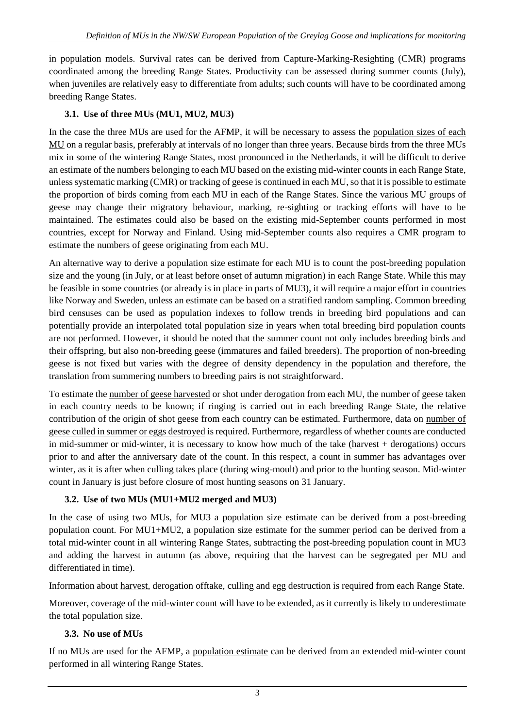in population models. Survival rates can be derived from Capture-Marking-Resighting (CMR) programs coordinated among the breeding Range States. Productivity can be assessed during summer counts (July), when juveniles are relatively easy to differentiate from adults; such counts will have to be coordinated among breeding Range States.

### 3.1. Use of three MUs (MU1, MU2, MU3)

In the case the three MUs are used for the AFMP, it will be necessary to assess the population sizes of each MU on a regular basis, preferably at intervals of no longer than three years. Because birds from the three MUs mix in some of the wintering Range States, most pronounced in the Netherlands, it will be difficult to derive an estimate of the numbers belonging to each MU based on the existing mid-winter counts in each Range State, unless systematic marking (CMR) or tracking of geese is continued in each MU, so that it is possible to estimate the proportion of birds coming from each MU in each of the Range States. Since the various MU groups of geese may change their migratory behaviour, marking, re-sighting or tracking efforts will have to be maintained. The estimates could also be based on the existing mid-September counts performed in most countries, except for Norway and Finland. Using mid-September counts also requires a CMR program to estimate the numbers of geese originating from each MU.

An alternative way to derive a population size estimate for each MU is to count the post-breeding population size and the young (in July, or at least before onset of autumn migration) in each Range State. While this may be feasible in some countries (or already is in place in parts of MU3), it will require a major effort in countries like Norway and Sweden, unless an estimate can be based on a stratified random sampling. Common breeding bird censuses can be used as population indexes to follow trends in breeding bird populations and can potentially provide an interpolated total population size in years when total breeding bird population counts are not performed. However, it should be noted that the summer count not only includes breeding birds and their offspring, but also non-breeding geese (immatures and failed breeders). The proportion of non-breeding geese is not fixed but varies with the degree of density dependency in the population and therefore, the translation from summering numbers to breeding pairs is not straightforward.

To estimate the number of geese harvested or shot under derogation from each MU, the number of geese taken in each country needs to be known; if ringing is carried out in each breeding Range State, the relative contribution of the origin of shot geese from each country can be estimated. Furthermore, data on number of geese culled in summer or eggs destroyed is required. Furthermore, regardless of whether counts are conducted in mid-summer or mid-winter, it is necessary to know how much of the take (harvest + derogations) occurs prior to and after the anniversary date of the count. In this respect, a count in summer has advantages over winter, as it is after when culling takes place (during wing-moult) and prior to the hunting season. Mid-winter count in January is just before closure of most hunting seasons on 31 January.

### 3.2. Use of two MUs (MU1+MU2 merged and MU3)

In the case of using two MUs, for MU3 a population size estimate can be derived from a post-breeding population count. For MU1+MU2, a population size estimate for the summer period can be derived from a total mid-winter count in all wintering Range States, subtracting the post-breeding population count in MU3 and adding the harvest in autumn (as above, requiring that the harvest can be segregated per MU and differentiated in time).

Information about harvest, derogation offtake, culling and egg destruction is required from each Range State.

Moreover, coverage of the mid-winter count will have to be extended, as it currently is likely to underestimate the total population size.

### 3.3. No use of MUs

If no MUs are used for the AFMP, a population estimate can be derived from an extended mid-winter count performed in all wintering Range States.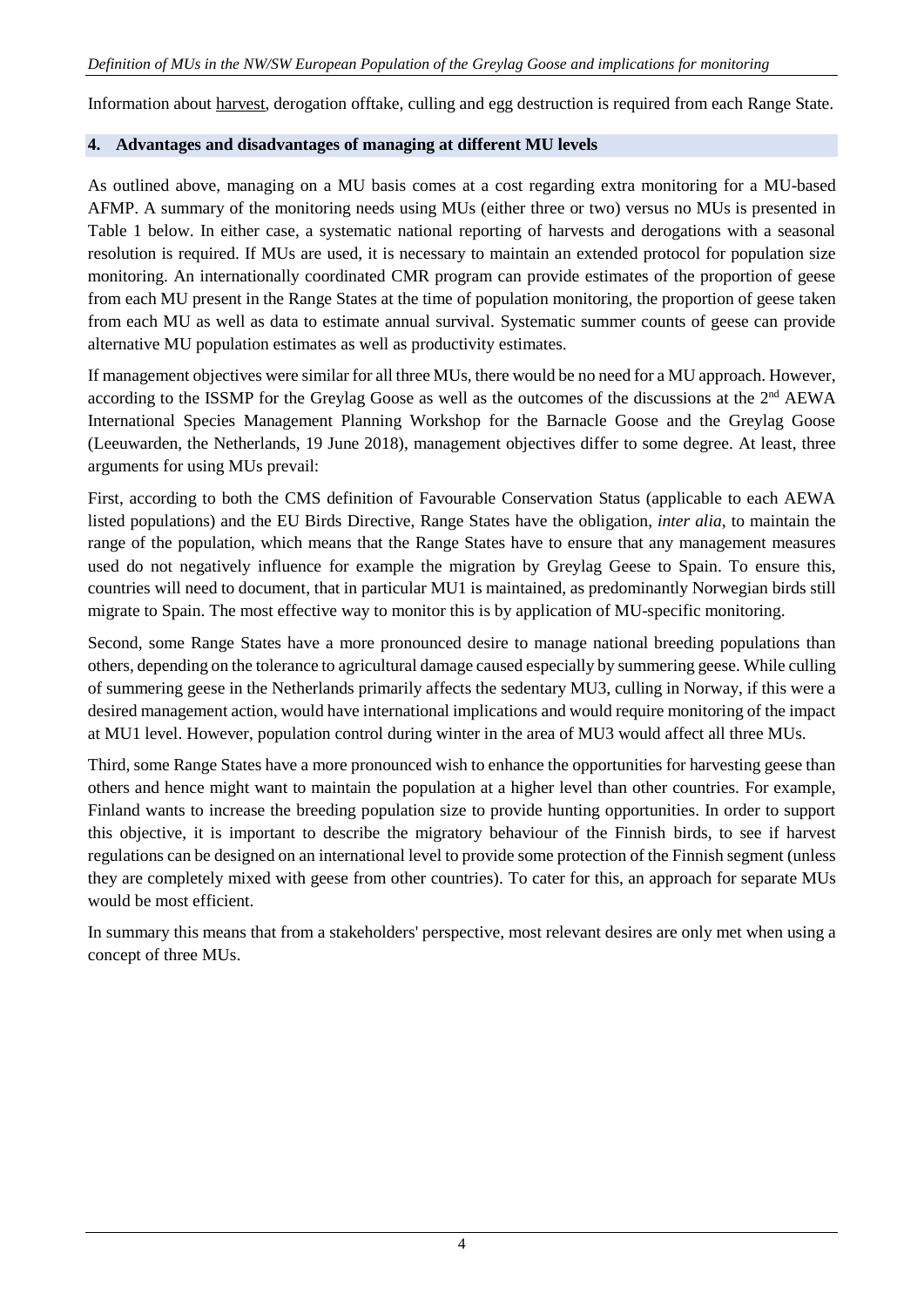Information about harvest, derogation offtake, culling and egg destruction is required from each Range State.

## 4. Advantages and disadvantages of managing at different MU levels

As outlined above, managing on a MU basis comes at a cost regarding extra monitoring for a MU-based AFMP. A summary of the monitoring needs using MUs (either three or two) versus no MUs is presented in Table 1 below. In either case, a systematic national reporting of harvests and derogations with a seasonal resolution is required. If MUs are used, it is necessary to maintain an extended protocol for population size monitoring. An internationally coordinated CMR program can provide estimates of the proportion of geese from each MU present in the Range States at the time of population monitoring, the proportion of geese taken from each MU as well as data to estimate annual survival. Systematic summer counts of geese can provide alternative MU population estimates as well as productivity estimates.

If management objectives were similar for all three MUs, there would be no need for a MU approach. However, according to the ISSMP for the Greylag Goose as well as the outcomes of the discussions at the 2nd AEWA International Species Management Planning Workshop for the Barnacle Goose and the Greylag Goose (Leeuwarden, the Netherlands, 19 June 2018), management objectives differ to some degree. At least, three arguments for using MUs prevail:

First, according to both the CMS definition of Favourable Conservation Status (applicable to each AEWA listed populations) and the EU Birds Directive, Range States have the obligation, *inter alia*, to maintain the range of the population, which means that the Range States have to ensure that any management measures used do not negatively influence for example the migration by Greylag Geese to Spain. To ensure this, countries will need to document, that in particular MU1 is maintained, as predominantly Norwegian birds still migrate to Spain. The most effective way to monitor this is by application of MU-specific monitoring.

Second, some Range States have a more pronounced desire to manage national breeding populations than others, depending on the tolerance to agricultural damage caused especially by summering geese. While culling of summering geese in the Netherlands primarily affects the sedentary MU3, culling in Norway, if this were a desired management action, would have international implications and would require monitoring of the impact at MU1 level. However, population control during winter in the area of MU3 would affect all three MUs.

Third, some Range States have a more pronounced wish to enhance the opportunities for harvesting geese than others and hence might want to maintain the population at a higher level than other countries. For example, Finland wants to increase the breeding population size to provide hunting opportunities. In order to support this objective, it is important to describe the migratory behaviour of the Finnish birds, to see if harvest regulations can be designed on an international level to provide some protection of the Finnish segment (unless they are completely mixed with geese from other countries). To cater for this, an approach for separate MUs would be most efficient.

In summary this means that from a stakeholders' perspective, most relevant desires are only met when using a concept of three MUs.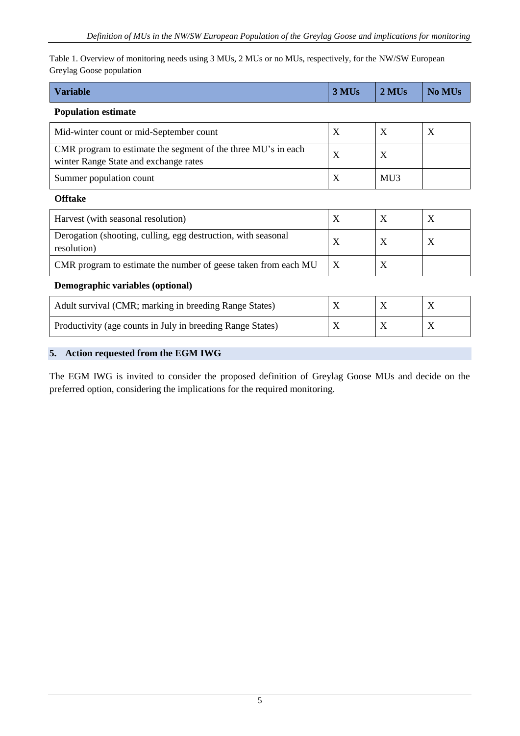Table 1. Overview of monitoring needs using 3 MUs, 2 MUs or no MUs, respectively, for the NW/SW European Greylag Goose population

| Variable | 3 MUs | 2 MUs | No MUs |
|---|---|---|---|
| **Population estimate** | | | |
| Mid-winter count or mid-September count | X | X | X |
| CMR program to estimate the segment of the three MU's in each winter Range State and exchange rates | X | X | |
| Summer population count | X | MU3 | |
| **Offtake** | | | |
| Harvest (with seasonal resolution) | X | X | X |
| Derogation (shooting, culling, egg destruction, with seasonal resolution) | X | X | X |
| CMR program to estimate the number of geese taken from each MU | X | X | |
| **Demographic variables (optional)** | | | |
| Adult survival (CMR; marking in breeding Range States) | X | X | X |
| Productivity (age counts in July in breeding Range States) | X | X | X |

## 5. Action requested from the EGM IWG

The EGM IWG is invited to consider the proposed definition of Greylag Goose MUs and decide on the preferred option, considering the implications for the required monitoring.